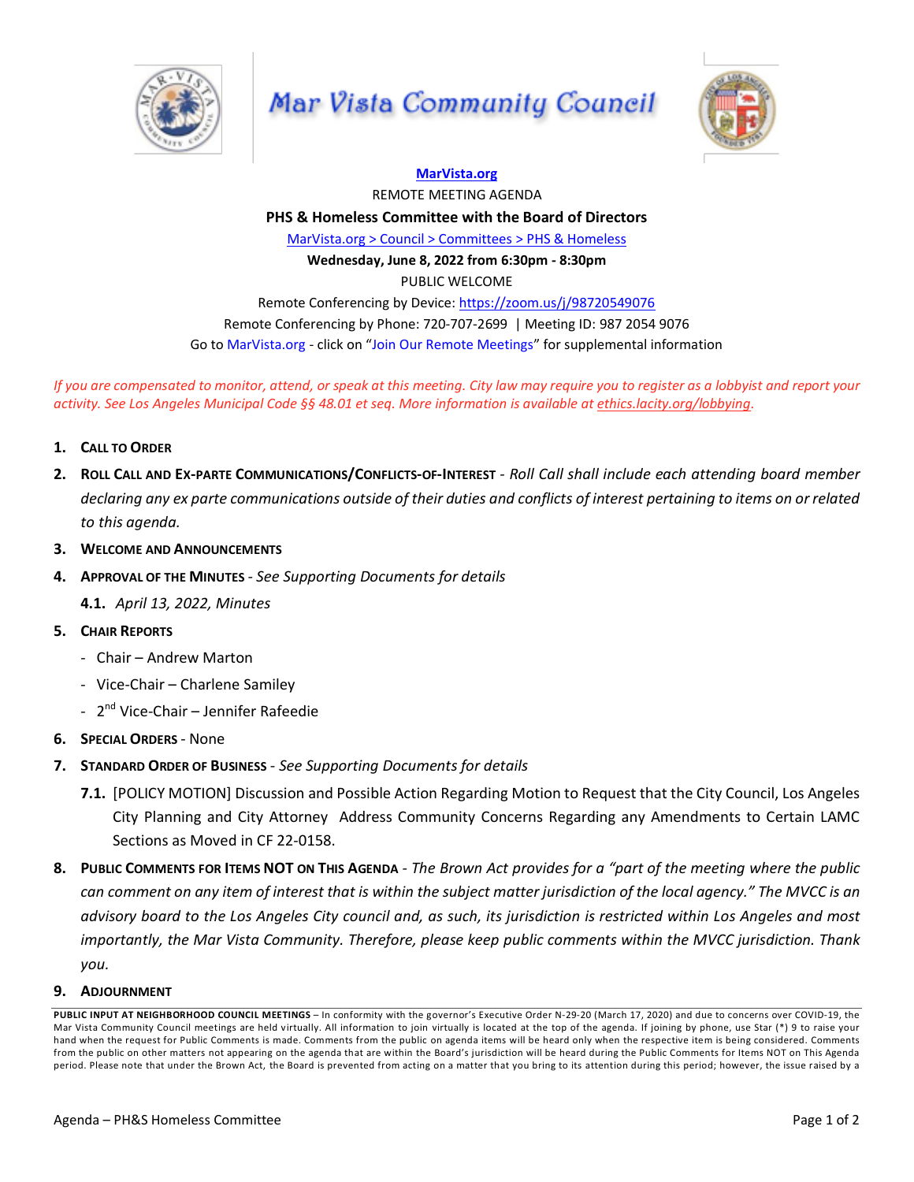# Mar Vista Community Council

[MarVista.org](https://MarVista.org)

REMOTE MEETING AGENDA

**PHS & Homeless Committee with the Board of Directors**

MarVista.org > Council > Committees > PHS & Homeless

**Wednesday, June 8, 2022 from 6:30pm - 8:30pm**

PUBLIC WELCOME

Remote Conferencing by Device: https://zoom.us/j/98720549076

Remote Conferencing by Phone: 720-707-2699 | Meeting ID: 987 2054 9076

Go to MarVista.org - click on "Join Our Remote Meetings" for supplemental information

*If you are compensated to monitor, attend, or speak at this meeting. City law may require you to register as a lobbyist and report your activity. See Los Angeles Municipal Code §§ 48.01 et seq. More information is available at ethics.lacity.org/lobbying.*

1. **CALL TO ORDER**
2. **ROLL CALL AND EX-PARTE COMMUNICATIONS/CONFLICTS-OF-INTEREST** - *Roll Call shall include each attending board member declaring any ex parte communications outside of their duties and conflicts of interest pertaining to items on or related to this agenda.*
3. **WELCOME AND ANNOUNCEMENTS**
4. **APPROVAL OF THE MINUTES** - *See Supporting Documents for details*
   - **4.1.** *April 13, 2022, Minutes*
5. **CHAIR REPORTS**
   - Chair – Andrew Marton
   - Vice-Chair – Charlene Samiley
   - 2nd Vice-Chair – Jennifer Rafeedie
6. **SPECIAL ORDERS** - None
7. **STANDARD ORDER OF BUSINESS** - *See Supporting Documents for details*
   - **7.1.** [POLICY MOTION] Discussion and Possible Action Regarding Motion to Request that the City Council, Los Angeles City Planning and City Attorney Address Community Concerns Regarding any Amendments to Certain LAMC Sections as Moved in CF 22-0158.
8. **PUBLIC COMMENTS FOR ITEMS NOT ON THIS AGENDA** - *The Brown Act provides for a "part of the meeting where the public can comment on any item of interest that is within the subject matter jurisdiction of the local agency." The MVCC is an advisory board to the Los Angeles City council and, as such, its jurisdiction is restricted within Los Angeles and most importantly, the Mar Vista Community. Therefore, please keep public comments within the MVCC jurisdiction. Thank you.*
9. **ADJOURNMENT**

**PUBLIC INPUT AT NEIGHBORHOOD COUNCIL MEETINGS** – In conformity with the governor's Executive Order N-29-20 (March 17, 2020) and due to concerns over COVID-19, the Mar Vista Community Council meetings are held virtually. All information to join virtually is located at the top of the agenda. If joining by phone, use Star (*) 9 to raise your hand when the request for Public Comments is made. Comments from the public on agenda items will be heard only when the respective item is being considered. Comments from the public on other matters not appearing on the agenda that are within the Board's jurisdiction will be heard during the Public Comments for Items NOT on This Agenda period. Please note that under the Brown Act, the Board is prevented from acting on a matter that you bring to its attention during this period; however, the issue raised by a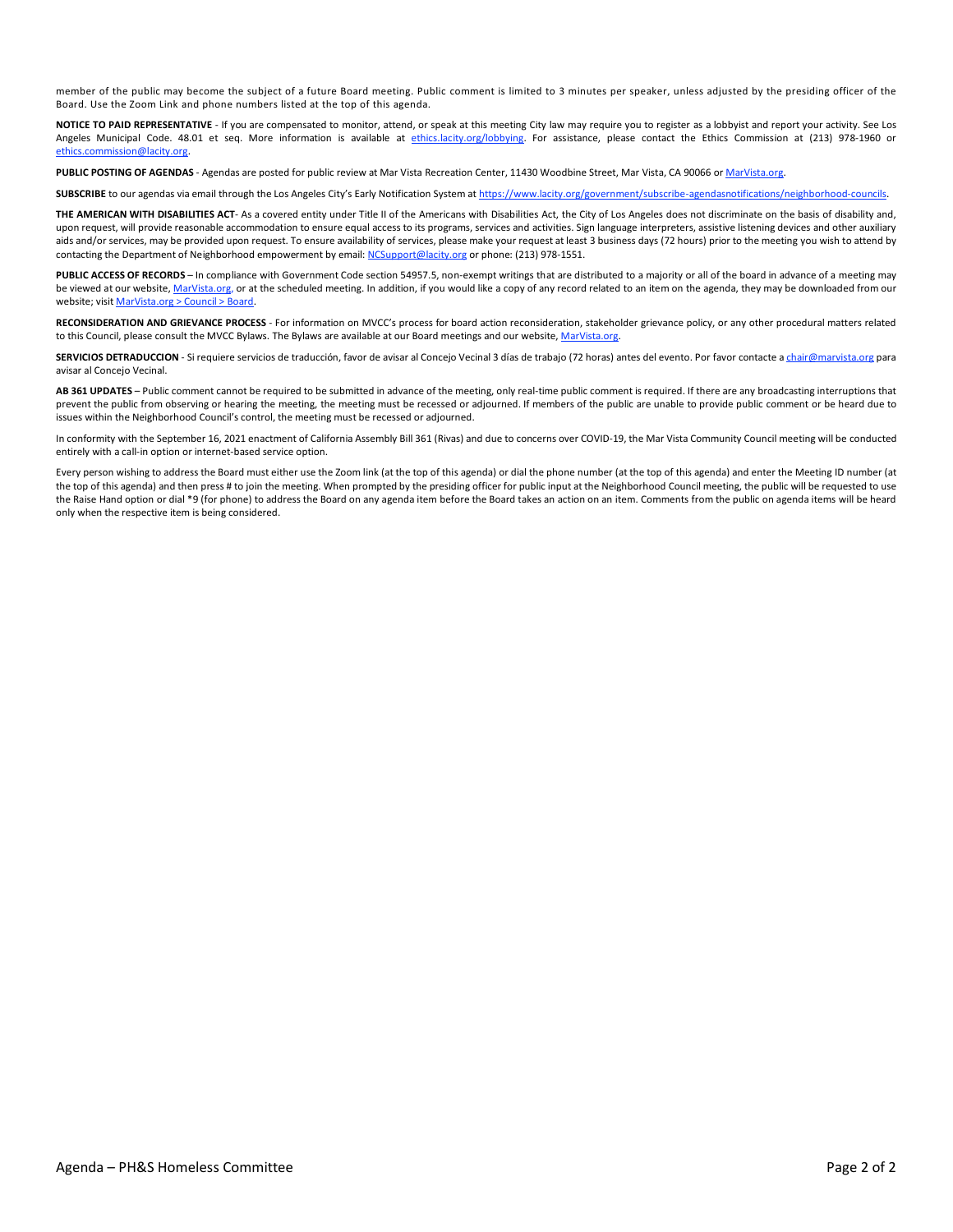member of the public may become the subject of a future Board meeting. Public comment is limited to 3 minutes per speaker, unless adjusted by the presiding officer of the Board. Use the Zoom Link and phone numbers listed at the top of this agenda.

**NOTICE TO PAID REPRESENTATIVE** - If you are compensated to monitor, attend, or speak at this meeting City law may require you to register as a lobbyist and report your activity. See Los Angeles Municipal Code. 48.01 et seq. More information is available at ethics.lacity.org/lobbying. For assistance, please contact the Ethics Commission at (213) 978-1960 or ethics.commission@lacity.org.

**PUBLIC POSTING OF AGENDAS** - Agendas are posted for public review at Mar Vista Recreation Center, 11430 Woodbine Street, Mar Vista, CA 90066 or MarVista.org.

**SUBSCRIBE** to our agendas via email through the Los Angeles City's Early Notification System at https://www.lacity.org/government/subscribe-agendasnotifications/neighborhood-councils.

**THE AMERICAN WITH DISABILITIES ACT**- As a covered entity under Title II of the Americans with Disabilities Act, the City of Los Angeles does not discriminate on the basis of disability and, upon request, will provide reasonable accommodation to ensure equal access to its programs, services and activities. Sign language interpreters, assistive listening devices and other auxiliary aids and/or services, may be provided upon request. To ensure availability of services, please make your request at least 3 business days (72 hours) prior to the meeting you wish to attend by contacting the Department of Neighborhood empowerment by email: NCSupport@lacity.org or phone: (213) 978-1551.

**PUBLIC ACCESS OF RECORDS** – In compliance with Government Code section 54957.5, non-exempt writings that are distributed to a majority or all of the board in advance of a meeting may be viewed at our website, MarVista.org, or at the scheduled meeting. In addition, if you would like a copy of any record related to an item on the agenda, they may be downloaded from our website; visit MarVista.org > Council > Board.

**RECONSIDERATION AND GRIEVANCE PROCESS** - For information on MVCC's process for board action reconsideration, stakeholder grievance policy, or any other procedural matters related to this Council, please consult the MVCC Bylaws. The Bylaws are available at our Board meetings and our website, MarVista.org.

**SERVICIOS DETRADUCCION** - Si requiere servicios de traducción, favor de avisar al Concejo Vecinal 3 días de trabajo (72 horas) antes del evento. Por favor contacte a chair@marvista.org para avisar al Concejo Vecinal.

**AB 361 UPDATES** – Public comment cannot be required to be submitted in advance of the meeting, only real-time public comment is required. If there are any broadcasting interruptions that prevent the public from observing or hearing the meeting, the meeting must be recessed or adjourned. If members of the public are unable to provide public comment or be heard due to issues within the Neighborhood Council's control, the meeting must be recessed or adjourned.

In conformity with the September 16, 2021 enactment of California Assembly Bill 361 (Rivas) and due to concerns over COVID-19, the Mar Vista Community Council meeting will be conducted entirely with a call-in option or internet-based service option.

Every person wishing to address the Board must either use the Zoom link (at the top of this agenda) or dial the phone number (at the top of this agenda) and enter the Meeting ID number (at the top of this agenda) and then press # to join the meeting. When prompted by the presiding officer for public input at the Neighborhood Council meeting, the public will be requested to use the Raise Hand option or dial *9 (for phone) to address the Board on any agenda item before the Board takes an action on an item. Comments from the public on agenda items will be heard only when the respective item is being considered.